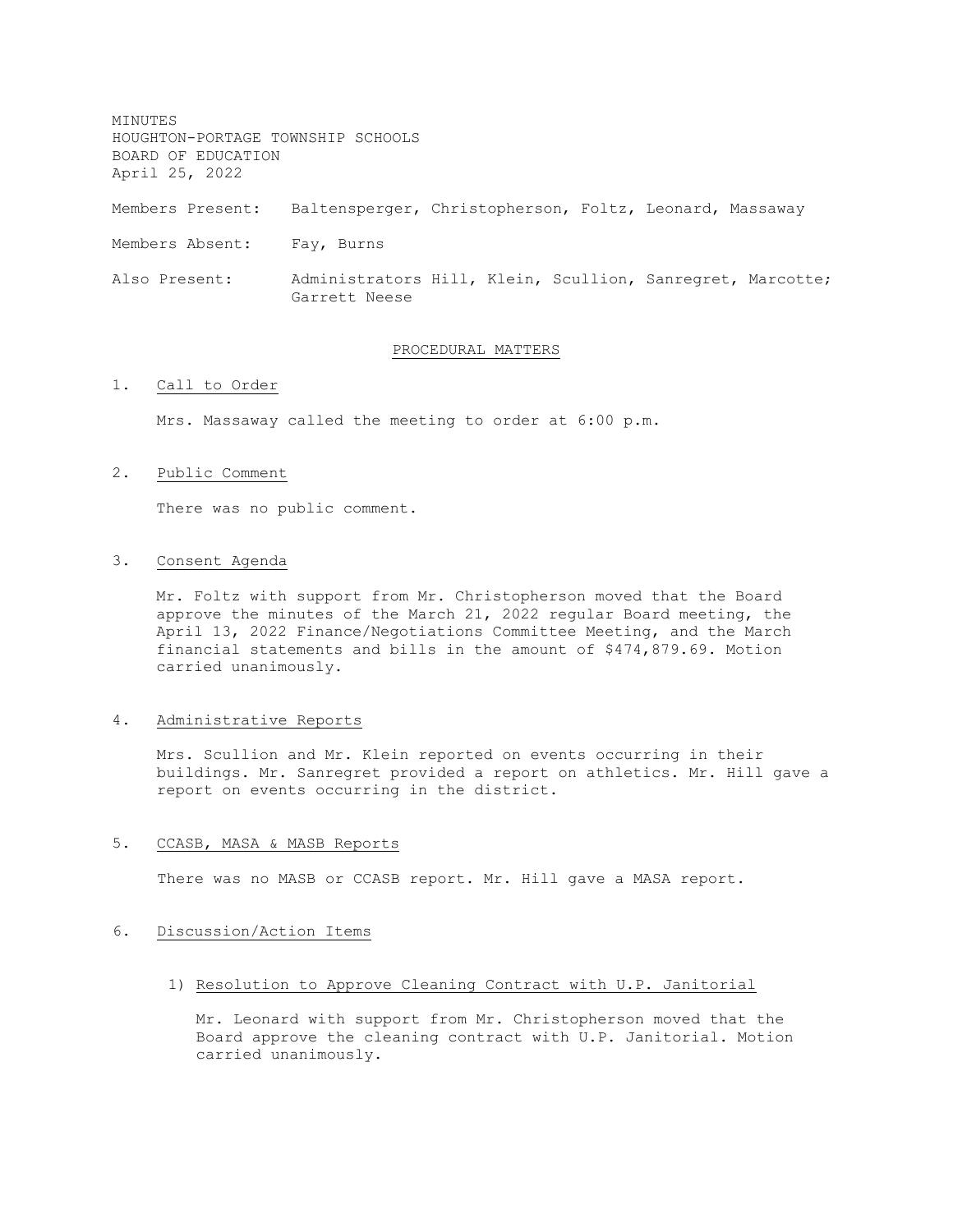MINUTES
HOUGHTON-PORTAGE TOWNSHIP SCHOOLS
BOARD OF EDUCATION
April 25, 2022

Members Present: Baltensperger, Christopherson, Foltz, Leonard, Massaway

Members Absent: Fay, Burns

Also Present: Administrators Hill, Klein, Scullion, Sanregret, Marcotte; Garrett Neese

## PROCEDURAL MATTERS

1. Call to Order

   Mrs. Massaway called the meeting to order at 6:00 p.m.

2. Public Comment

   There was no public comment.

3. Consent Agenda

   Mr. Foltz with support from Mr. Christopherson moved that the Board approve the minutes of the March 21, 2022 regular Board meeting, the April 13, 2022 Finance/Negotiations Committee Meeting, and the March financial statements and bills in the amount of $474,879.69. Motion carried unanimously.

4. Administrative Reports

   Mrs. Scullion and Mr. Klein reported on events occurring in their buildings. Mr. Sanregret provided a report on athletics. Mr. Hill gave a report on events occurring in the district.

5. CCASB, MASA & MASB Reports

   There was no MASB or CCASB report. Mr. Hill gave a MASA report.

6. Discussion/Action Items

   1) Resolution to Approve Cleaning Contract with U.P. Janitorial

      Mr. Leonard with support from Mr. Christopherson moved that the Board approve the cleaning contract with U.P. Janitorial. Motion carried unanimously.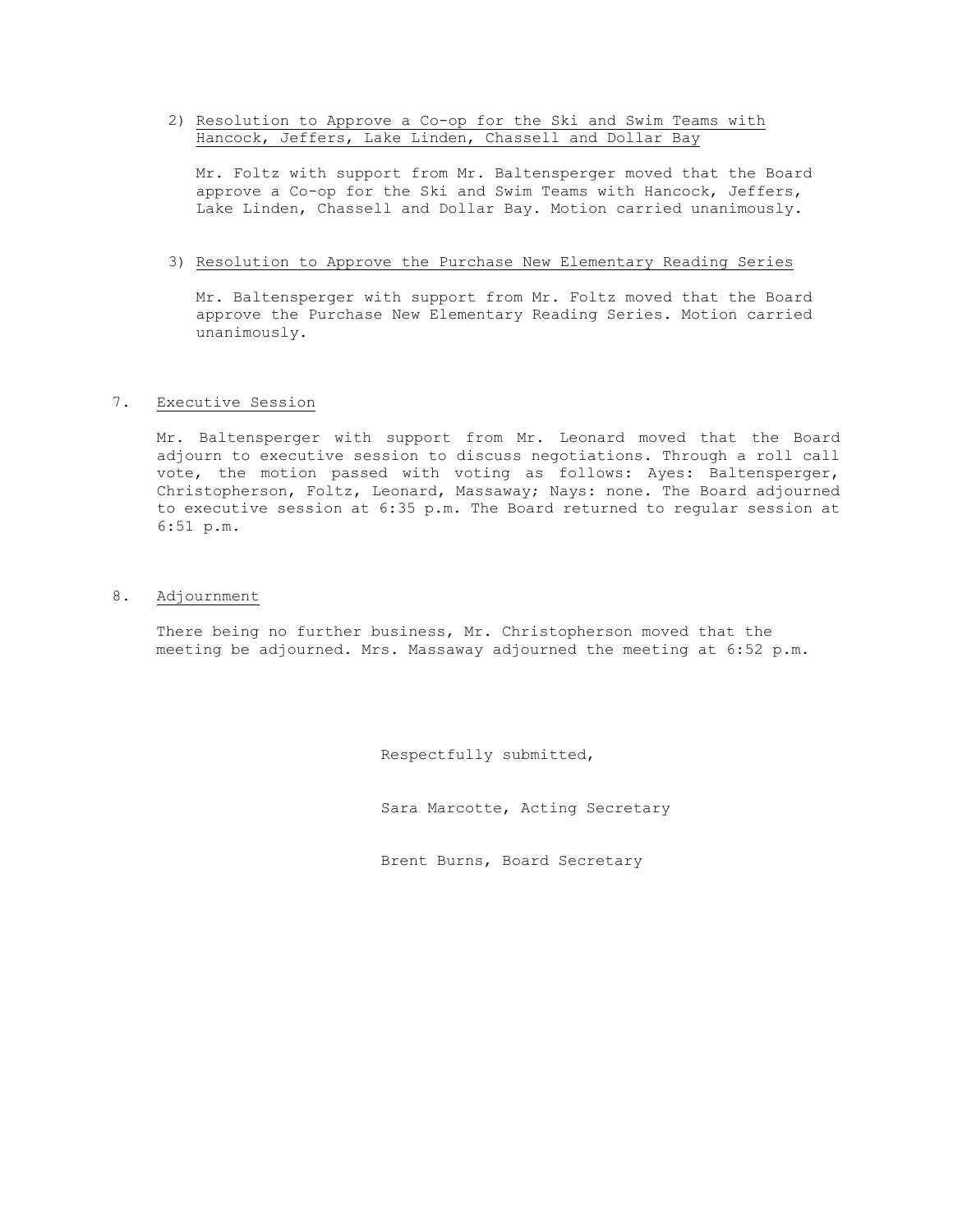2) Resolution to Approve a Co-op for the Ski and Swim Teams with Hancock, Jeffers, Lake Linden, Chassell and Dollar Bay

   Mr. Foltz with support from Mr. Baltensperger moved that the Board approve a Co-op for the Ski and Swim Teams with Hancock, Jeffers, Lake Linden, Chassell and Dollar Bay. Motion carried unanimously.

3) Resolution to Approve the Purchase New Elementary Reading Series

   Mr. Baltensperger with support from Mr. Foltz moved that the Board approve the Purchase New Elementary Reading Series. Motion carried unanimously.

7. Executive Session

   Mr. Baltensperger with support from Mr. Leonard moved that the Board adjourn to executive session to discuss negotiations. Through a roll call vote, the motion passed with voting as follows: Ayes: Baltensperger, Christopherson, Foltz, Leonard, Massaway; Nays: none. The Board adjourned to executive session at 6:35 p.m. The Board returned to regular session at 6:51 p.m.

8. Adjournment

   There being no further business, Mr. Christopherson moved that the meeting be adjourned. Mrs. Massaway adjourned the meeting at 6:52 p.m.

Respectfully submitted,

Sara Marcotte, Acting Secretary

Brent Burns, Board Secretary